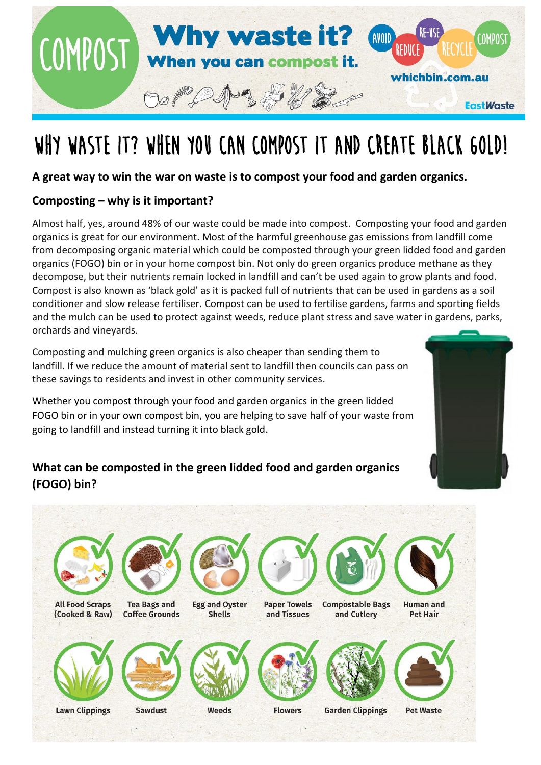COMPOST

# Why waste it?

**When you can compost it.**

AVOID REDUCE RE-USE RECYCLE COMPOST

whichbin.com.au

EastWaste

# WHY WASTE IT? WHEN YOU CAN COMPOST IT AND CREATE BLACK GOLD!

**A great way to win the war on waste is to compost your food and garden organics.**

## Composting – why is it important?

Almost half, yes, around 48% of our waste could be made into compost. Composting your food and garden organics is great for our environment. Most of the harmful greenhouse gas emissions from landfill come from decomposing organic material which could be composted through your green lidded food and garden organics (FOGO) bin or in your home compost bin. Not only do green organics produce methane as they decompose, but their nutrients remain locked in landfill and can't be used again to grow plants and food. Compost is also known as 'black gold' as it is packed full of nutrients that can be used in gardens as a soil conditioner and slow release fertiliser. Compost can be used to fertilise gardens, farms and sporting fields and the mulch can be used to protect against weeds, reduce plant stress and save water in gardens, parks, orchards and vineyards.

Composting and mulching green organics is also cheaper than sending them to landfill. If we reduce the amount of material sent to landfill then councils can pass on these savings to residents and invest in other community services.

Whether you compost through your food and garden organics in the green lidded FOGO bin or in your own compost bin, you are helping to save half of your waste from going to landfill and instead turning it into black gold.

## What can be composted in the green lidded food and garden organics (FOGO) bin?

- All Food Scraps (Cooked & Raw)
- Tea Bags and Coffee Grounds
- Egg and Oyster Shells
- Paper Towels and Tissues
- Compostable Bags and Cutlery
- Human and Pet Hair
- Lawn Clippings
- Sawdust
- Weeds
- Flowers
- Garden Clippings
- Pet Waste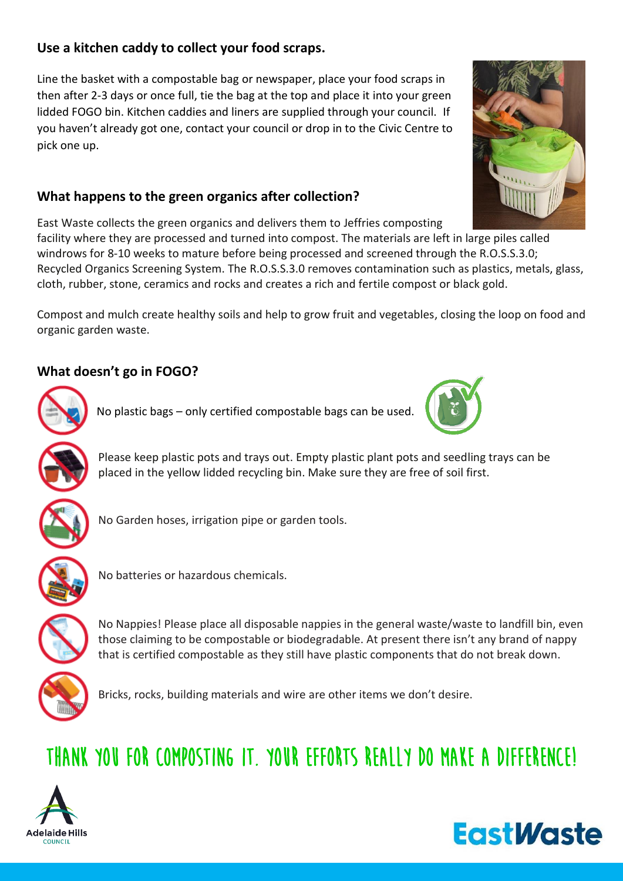## Use a kitchen caddy to collect your food scraps.

Line the basket with a compostable bag or newspaper, place your food scraps in then after 2-3 days or once full, tie the bag at the top and place it into your green lidded FOGO bin. Kitchen caddies and liners are supplied through your council. If you haven't already got one, contact your council or drop in to the Civic Centre to pick one up.

## What happens to the green organics after collection?

East Waste collects the green organics and delivers them to Jeffries composting facility where they are processed and turned into compost. The materials are left in large piles called windrows for 8-10 weeks to mature before being processed and screened through the R.O.S.S.3.0; Recycled Organics Screening System. The R.O.S.S.3.0 removes contamination such as plastics, metals, glass, cloth, rubber, stone, ceramics and rocks and creates a rich and fertile compost or black gold.

Compost and mulch create healthy soils and help to grow fruit and vegetables, closing the loop on food and organic garden waste.

## What doesn't go in FOGO?

- No plastic bags – only certified compostable bags can be used.
- Please keep plastic pots and trays out. Empty plastic plant pots and seedling trays can be placed in the yellow lidded recycling bin. Make sure they are free of soil first.
- No Garden hoses, irrigation pipe or garden tools.
- No batteries or hazardous chemicals.
- No Nappies! Please place all disposable nappies in the general waste/waste to landfill bin, even those claiming to be compostable or biodegradable. At present there isn't any brand of nappy that is certified compostable as they still have plastic components that do not break down.
- Bricks, rocks, building materials and wire are other items we don't desire.

# THANK YOU FOR COMPOSTING IT. YOUR EFFORTS REALLY DO MAKE A DIFFERENCE!

Adelaide Hills COUNCIL

EastWaste